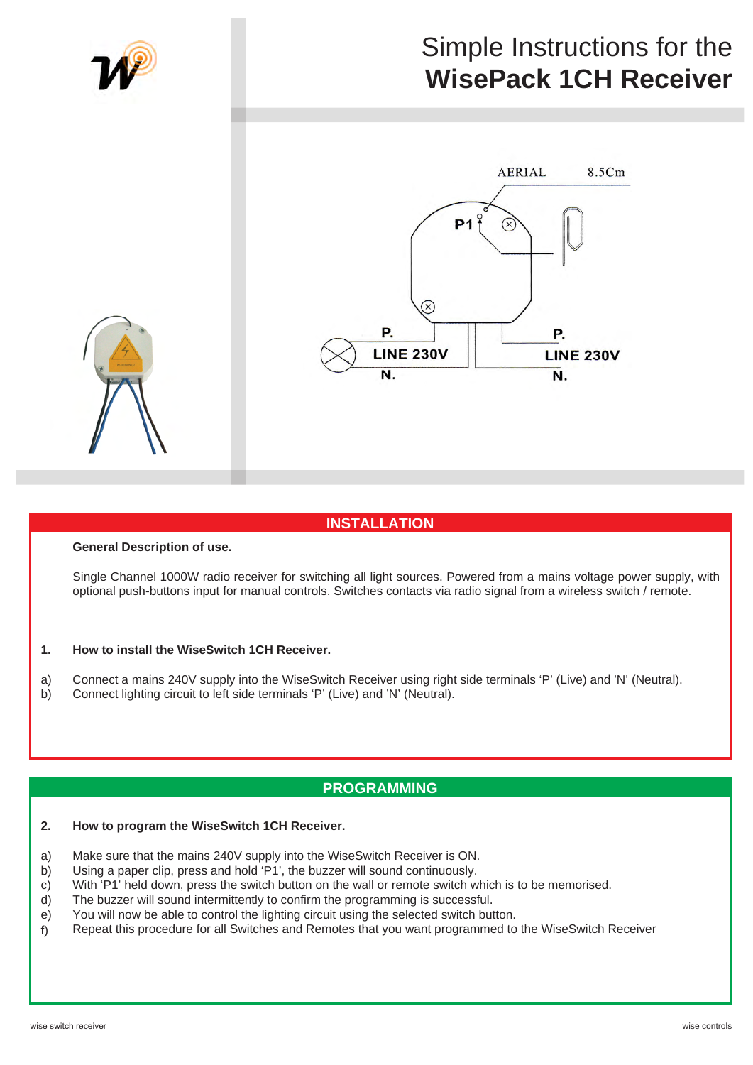# Simple Instructions for the **WisePack 1CH Receiver**

AERIAL 8.5Cm

P1

P.
LINE 230V
N.

P.
LINE 230V
N.

## INSTALLATION

**General Description of use.**

Single Channel 1000W radio receiver for switching all light sources. Powered from a mains voltage power supply, with optional push-buttons input for manual controls. Switches contacts via radio signal from a wireless switch / remote.

**1. How to install the WiseSwitch 1CH Receiver.**

a) Connect a mains 240V supply into the WiseSwitch Receiver using right side terminals ‘P’ (Live) and ‘N’ (Neutral).
b) Connect lighting circuit to left side terminals ‘P’ (Live) and ‘N’ (Neutral).

## PROGRAMMING

**2. How to program the WiseSwitch 1CH Receiver.**

a) Make sure that the mains 240V supply into the WiseSwitch Receiver is ON.
b) Using a paper clip, press and hold ‘P1’, the buzzer will sound continuously.
c) With ‘P1’ held down, press the switch button on the wall or remote switch which is to be memorised.
d) The buzzer will sound intermittently to confirm the programming is successful.
e) You will now be able to control the lighting circuit using the selected switch button.
f) Repeat this procedure for all Switches and Remotes that you want programmed to the WiseSwitch Receiver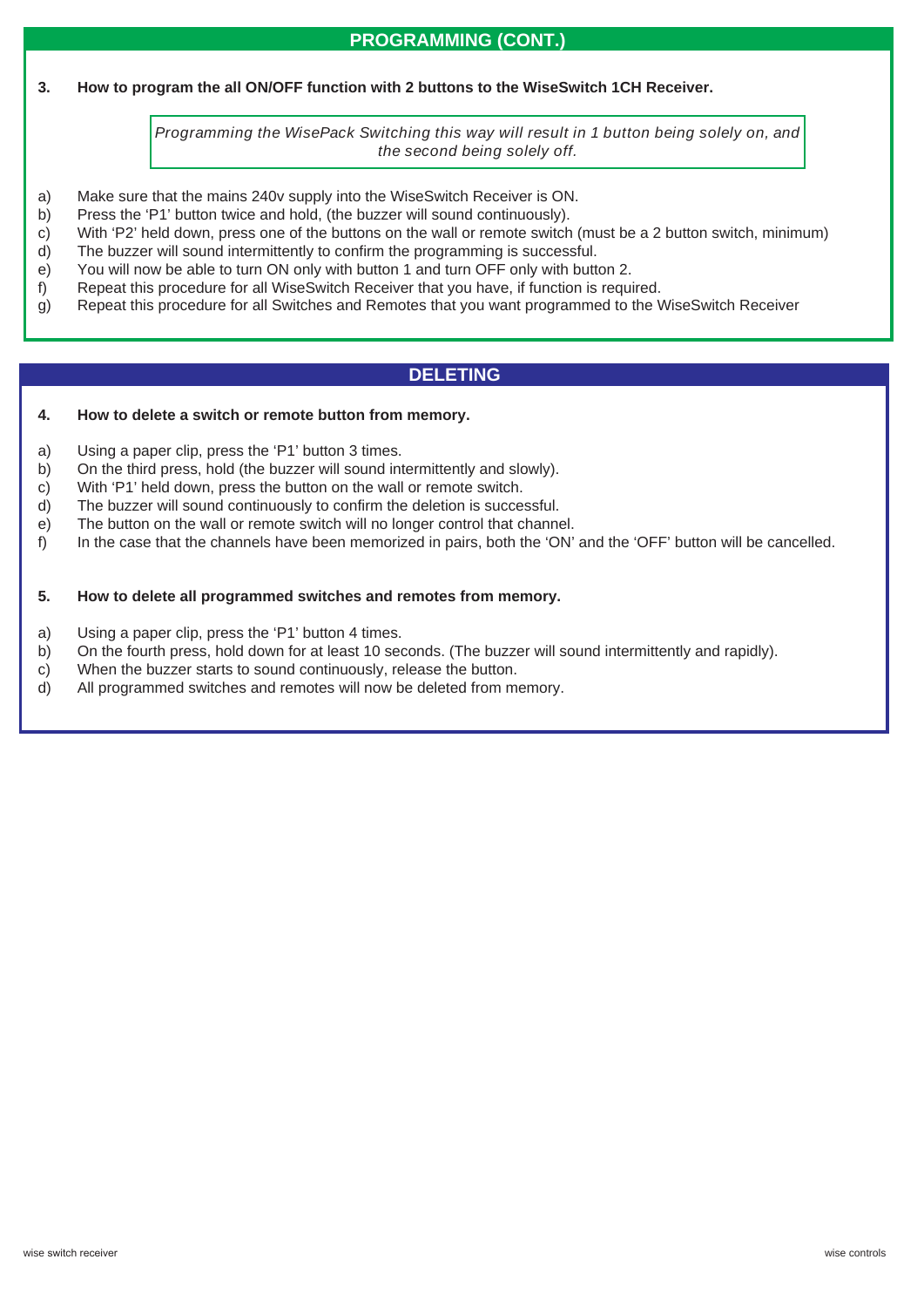## PROGRAMMING (CONT.)

**3. How to program the all ON/OFF function with 2 buttons to the WiseSwitch 1CH Receiver.**

*Programming the WisePack Switching this way will result in 1 button being solely on, and the second being solely off.*

a) Make sure that the mains 240v supply into the WiseSwitch Receiver is ON.
b) Press the 'P1' button twice and hold, (the buzzer will sound continuously).
c) With 'P2' held down, press one of the buttons on the wall or remote switch (must be a 2 button switch, minimum)
d) The buzzer will sound intermittently to confirm the programming is successful.
e) You will now be able to turn ON only with button 1 and turn OFF only with button 2.
f) Repeat this procedure for all WiseSwitch Receiver that you have, if function is required.
g) Repeat this procedure for all Switches and Remotes that you want programmed to the WiseSwitch Receiver

## DELETING

**4. How to delete a switch or remote button from memory.**

a) Using a paper clip, press the 'P1' button 3 times.
b) On the third press, hold (the buzzer will sound intermittently and slowly).
c) With 'P1' held down, press the button on the wall or remote switch.
d) The buzzer will sound continuously to confirm the deletion is successful.
e) The button on the wall or remote switch will no longer control that channel.
f) In the case that the channels have been memorized in pairs, both the 'ON' and the 'OFF' button will be cancelled.

**5. How to delete all programmed switches and remotes from memory.**

a) Using a paper clip, press the 'P1' button 4 times.
b) On the fourth press, hold down for at least 10 seconds. (The buzzer will sound intermittently and rapidly).
c) When the buzzer starts to sound continuously, release the button.
d) All programmed switches and remotes will now be deleted from memory.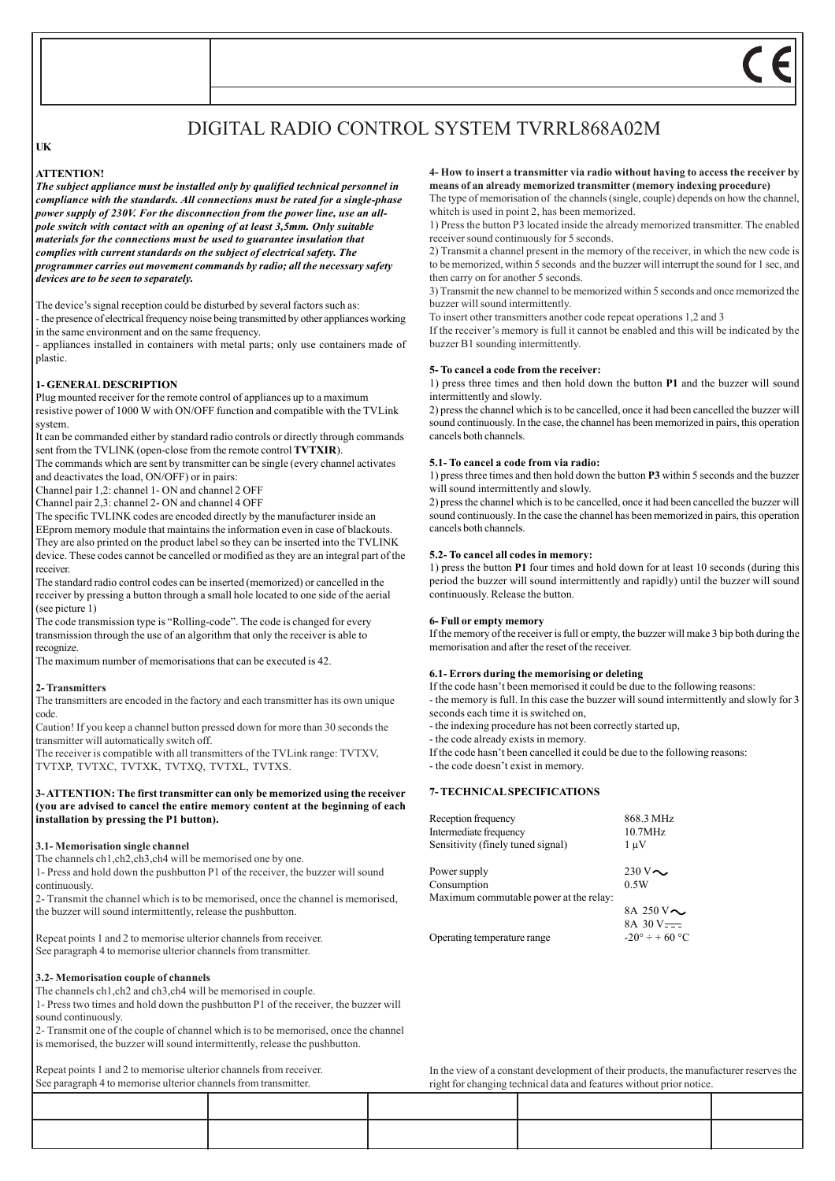# DIGITAL RADIO CONTROL SYSTEM TVRRL868A02M

**UK**

**ATTENTION!**

***The subject appliance must be installed only by qualified technical personnel in compliance with the standards. All connections must be rated for a single-phase power supply of 230V. For the disconnection from the power line, use an all-pole switch with contact with an opening of at least 3,5mm. Only suitable materials for the connections must be used to guarantee insulation that complies with current standards on the subject of electrical safety. The programmer carries out movement commands by radio; all the necessary safety devices are to be seen to separately.***

The device's signal reception could be disturbed by several factors such as:
- the presence of electrical frequency noise being transmitted by other appliances working in the same environment and on the same frequency.
- appliances installed in containers with metal parts; only use containers made of plastic.

**1- GENERAL DESCRIPTION**

Plug mounted receiver for the remote control of appliances up to a maximum resistive power of 1000 W with ON/OFF function and compatible with the TVLink system.

It can be commanded either by standard radio controls or directly through commands sent from the TVLINK (open-close from the remote control **TVTXIR**).

The commands which are sent by transmitter can be single (every channel activates and deactivates the load, ON/OFF) or in pairs:

Channel pair 1,2: channel 1- ON and channel 2 OFF

Channel pair 2,3: channel 2- ON and channel 4 OFF

The specific TVLINK codes are encoded directly by the manufacturer inside an EEprom memory module that maintains the information even in case of blackouts. They are also printed on the product label so they can be inserted into the TVLINK device. These codes cannot be cancelled or modified as they are an integral part of the receiver.

The standard radio control codes can be inserted (memorized) or cancelled in the receiver by pressing a button through a small hole located to one side of the aerial (see picture 1)

The code transmission type is "Rolling-code". The code is changed for every transmission through the use of an algorithm that only the receiver is able to recognize.

The maximum number of memorisations that can be executed is 42.

**2- Transmitters**

The transmitters are encoded in the factory and each transmitter has its own unique code.

Caution! If you keep a channel button pressed down for more than 30 seconds the transmitter will automatically switch off.

The receiver is compatible with all transmitters of the TVLink range: TVTXV, TVTXP, TVTXC, TVTXK, TVTXQ, TVTXL, TVTXS.

**3- ATTENTION: The first transmitter can only be memorized using the receiver (you are advised to cancel the entire memory content at the beginning of each installation by pressing the P1 button).**

**3.1- Memorisation single channel**

The channels ch1,ch2,ch3,ch4 will be memorised one by one.

1- Press and hold down the pushbutton P1 of the receiver, the buzzer will sound continuously.

2- Transmit the channel which is to be memorised, once the channel is memorised, the buzzer will sound intermittently, release the pushbutton.

Repeat points 1 and 2 to memorise ulterior channels from receiver.
See paragraph 4 to memorise ulterior channels from transmitter.

**3.2- Memorisation couple of channels**

The channels ch1,ch2 and ch3,ch4 will be memorised in couple.

1- Press two times and hold down the pushbutton P1 of the receiver, the buzzer will sound continuously.

2- Transmit one of the couple of channel which is to be memorised, once the channel is memorised, the buzzer will sound intermittently, release the pushbutton.

Repeat points 1 and 2 to memorise ulterior channels from receiver.
See paragraph 4 to memorise ulterior channels from transmitter.

**4- How to insert a transmitter via radio without having to access the receiver by means of an already memorized transmitter (memory indexing procedure)**

The type of memorisation of the channels (single, couple) depends on how the channel, whitch is used in point 2, has been memorized.

1) Press the button P3 located inside the already memorized transmitter. The enabled receiver sound continuously for 5 seconds.

2) Transmit a channel present in the memory of the receiver, in which the new code is to be memorized, within 5 seconds and the buzzer will interrupt the sound for 1 sec, and then carry on for another 5 seconds.

3) Transmit the new channel to be memorized within 5 seconds and once memorized the buzzer will sound intermittently.

To insert other transmitters another code repeat operations 1,2 and 3

If the receiver's memory is full it cannot be enabled and this will be indicated by the buzzer B1 sounding intermittently.

**5- To cancel a code from the receiver:**

1) press three times and then hold down the button **P1** and the buzzer will sound intermittently and slowly.

2) press the channel which is to be cancelled, once it had been cancelled the buzzer will sound continuously. In the case, the channel has been memorized in pairs, this operation cancels both channels.

**5.1- To cancel a code from via radio:**

1) press three times and then hold down the button **P3** within 5 seconds and the buzzer will sound intermittently and slowly.

2) press the channel which is to be cancelled, once it had been cancelled the buzzer will sound continuously. In the case the channel has been memorized in pairs, this operation cancels both channels.

**5.2- To cancel all codes in memory:**

1) press the button **P1** four times and hold down for at least 10 seconds (during this period the buzzer will sound intermittently and rapidly) until the buzzer will sound continuously. Release the button.

**6- Full or empty memory**

If the memory of the receiver is full or empty, the buzzer will make 3 bip both during the memorisation and after the reset of the receiver.

**6.1- Errors during the memorising or deleting**

If the code hasn't been memorised it could be due to the following reasons:
- the memory is full. In this case the buzzer will sound intermittently and slowly for 3 seconds each time it is switched on,
- the indexing procedure has not been correctly started up,
- the code already exists in memory.

If the code hasn't been cancelled it could be due to the following reasons:
- the code doesn't exist in memory.

**7- TECHNICAL SPECIFICATIONS**

| | |
|---|---|
| Reception frequency | 868.3 MHz |
| Intermediate frequency | 10.7MHz |
| Sensitivity (finely tuned signal) | 1 µV |
| Power supply | 230 V~ |
| Consumption | 0.5W |
| Maximum commutable power at the relay: | 8A 250 V~ |
| | 8A 30 V⎓ |
| Operating temperature range | -20° ÷ + 60 °C |

In the view of a constant development of their products, the manufacturer reserves the right for changing technical data and features without prior notice.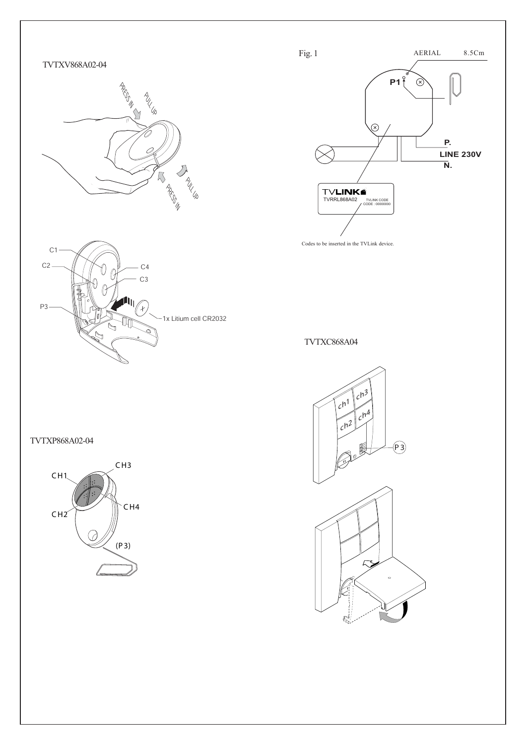TVTXV868A02-04

PRESS IN

PULL UP

PULL UP

PRESS IN

C1

C2

C4

C3

P3

1x Litium cell CR2032

TVTXP868A02-04

CH1

CH3

CH2

CH4

(P3)

Fig. 1

AERIAL 8.5Cm

P1

P.

LINE 230V

N.

TVLINK

TVRRL868A02

TVLINK CODE

CODE : 00000000

Codes to be inserted in the TVLink device.

TVTXC868A04

ch1

ch3

ch2

ch4

P3